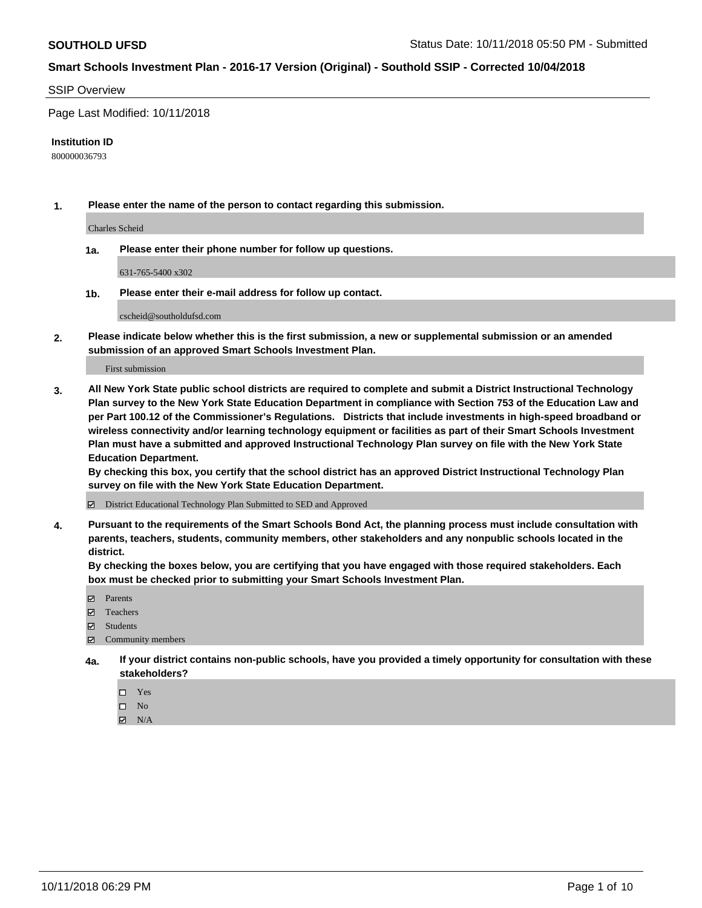**SOUTHOLD UFSD** Status Date: 10/11/2018 05:50 PM - Submitted

**Smart Schools Investment Plan - 2016-17 Version (Original) - Southold SSIP - Corrected 10/04/2018**

SSIP Overview

Page Last Modified: 10/11/2018

**Institution ID**

800000036793

**1. Please enter the name of the person to contact regarding this submission.**

Charles Scheid

**1a. Please enter their phone number for follow up questions.**

631-765-5400 x302

**1b. Please enter their e-mail address for follow up contact.**

cscheid@southoldufsd.com

**2. Please indicate below whether this is the first submission, a new or supplemental submission or an amended submission of an approved Smart Schools Investment Plan.**

First submission

**3. All New York State public school districts are required to complete and submit a District Instructional Technology Plan survey to the New York State Education Department in compliance with Section 753 of the Education Law and per Part 100.12 of the Commissioner's Regulations. Districts that include investments in high-speed broadband or wireless connectivity and/or learning technology equipment or facilities as part of their Smart Schools Investment Plan must have a submitted and approved Instructional Technology Plan survey on file with the New York State Education Department.**
**By checking this box, you certify that the school district has an approved District Instructional Technology Plan survey on file with the New York State Education Department.**

☑ District Educational Technology Plan Submitted to SED and Approved

**4. Pursuant to the requirements of the Smart Schools Bond Act, the planning process must include consultation with parents, teachers, students, community members, other stakeholders and any nonpublic schools located in the district.**
**By checking the boxes below, you are certifying that you have engaged with those required stakeholders. Each box must be checked prior to submitting your Smart Schools Investment Plan.**

☑ Parents
☑ Teachers
☑ Students
☑ Community members

**4a. If your district contains non-public schools, have you provided a timely opportunity for consultation with these stakeholders?**

☐ Yes
☐ No
☑ N/A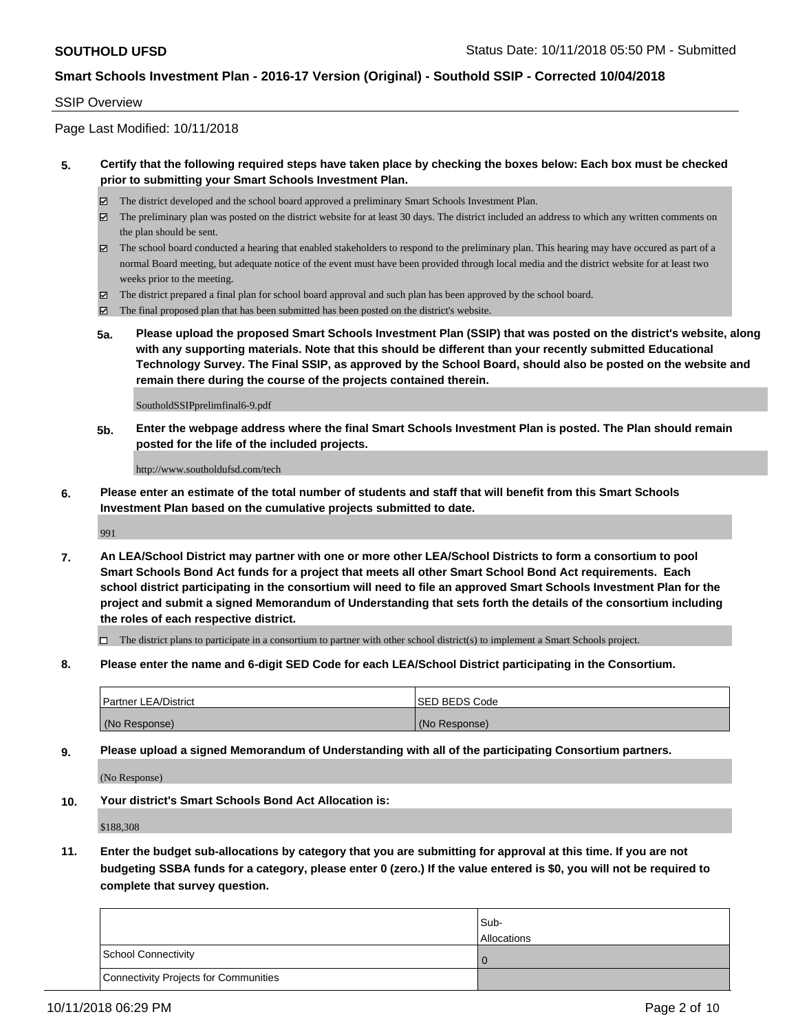SSIP Overview

Page Last Modified: 10/11/2018

**5. Certify that the following required steps have taken place by checking the boxes below: Each box must be checked prior to submitting your Smart Schools Investment Plan.**

- ☑ The district developed and the school board approved a preliminary Smart Schools Investment Plan.
- ☑ The preliminary plan was posted on the district website for at least 30 days. The district included an address to which any written comments on the plan should be sent.
- ☑ The school board conducted a hearing that enabled stakeholders to respond to the preliminary plan. This hearing may have occured as part of a normal Board meeting, but adequate notice of the event must have been provided through local media and the district website for at least two weeks prior to the meeting.
- ☑ The district prepared a final plan for school board approval and such plan has been approved by the school board.
- ☑ The final proposed plan that has been submitted has been posted on the district's website.

**5a. Please upload the proposed Smart Schools Investment Plan (SSIP) that was posted on the district's website, along with any supporting materials. Note that this should be different than your recently submitted Educational Technology Survey. The Final SSIP, as approved by the School Board, should also be posted on the website and remain there during the course of the projects contained therein.**

SoutholdSSIPprelimfinal6-9.pdf

**5b. Enter the webpage address where the final Smart Schools Investment Plan is posted. The Plan should remain posted for the life of the included projects.**

http://www.southoldufsd.com/tech

**6. Please enter an estimate of the total number of students and staff that will benefit from this Smart Schools Investment Plan based on the cumulative projects submitted to date.**

991

**7. An LEA/School District may partner with one or more other LEA/School Districts to form a consortium to pool Smart Schools Bond Act funds for a project that meets all other Smart School Bond Act requirements. Each school district participating in the consortium will need to file an approved Smart Schools Investment Plan for the project and submit a signed Memorandum of Understanding that sets forth the details of the consortium including the roles of each respective district.**

- ☐ The district plans to participate in a consortium to partner with other school district(s) to implement a Smart Schools project.

**8. Please enter the name and 6-digit SED Code for each LEA/School District participating in the Consortium.**

| Partner LEA/District | SED BEDS Code |
|---|---|
| (No Response) | (No Response) |

**9. Please upload a signed Memorandum of Understanding with all of the participating Consortium partners.**

(No Response)

**10. Your district's Smart Schools Bond Act Allocation is:**

$188,308

**11. Enter the budget sub-allocations by category that you are submitting for approval at this time. If you are not budgeting SSBA funds for a category, please enter 0 (zero.) If the value entered is $0, you will not be required to complete that survey question.**

| | Sub-Allocations |
|---|---|
| School Connectivity | 0 |
| Connectivity Projects for Communities | |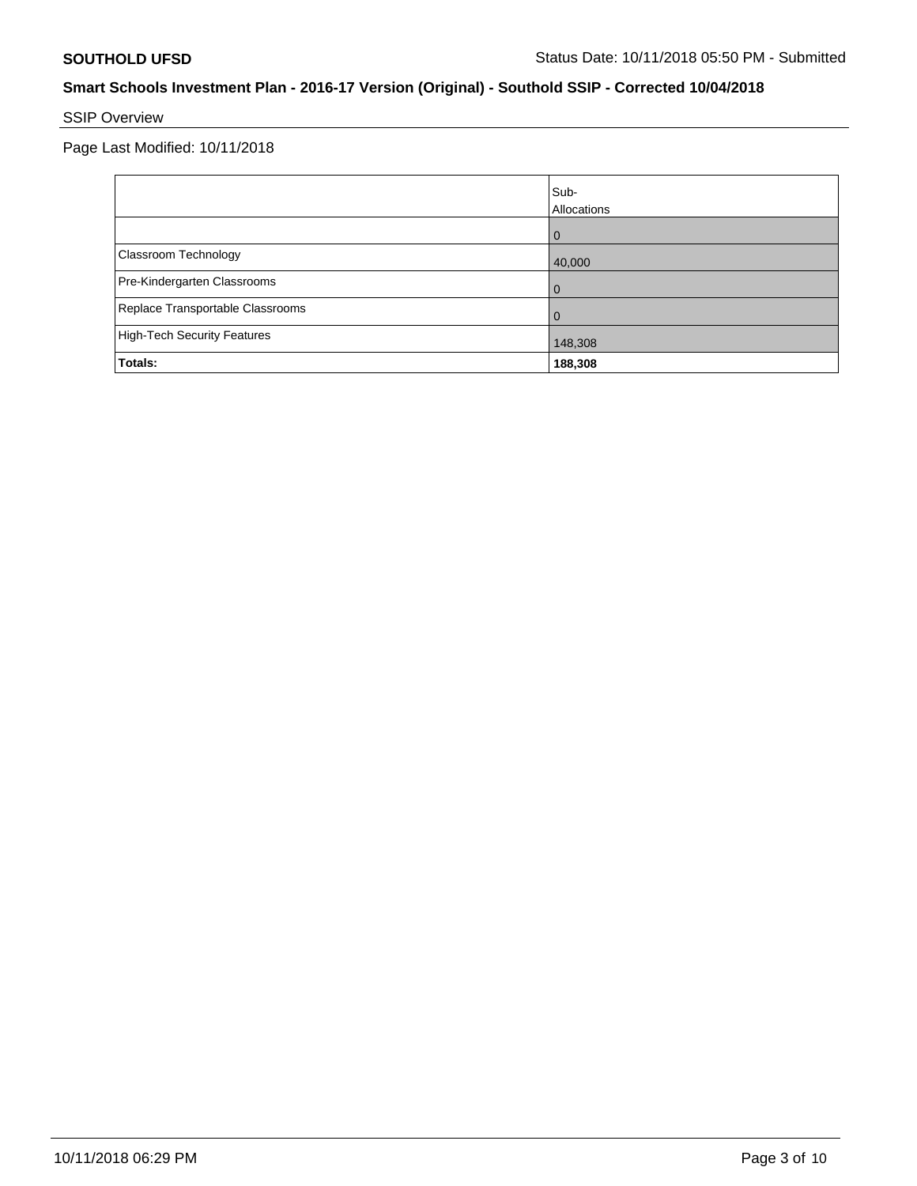## SSIP Overview

Page Last Modified: 10/11/2018

| | Sub-Allocations |
|---|---|
| | 0 |
| Classroom Technology | 40,000 |
| Pre-Kindergarten Classrooms | 0 |
| Replace Transportable Classrooms | 0 |
| High-Tech Security Features | 148,308 |
| **Totals:** | **188,308** |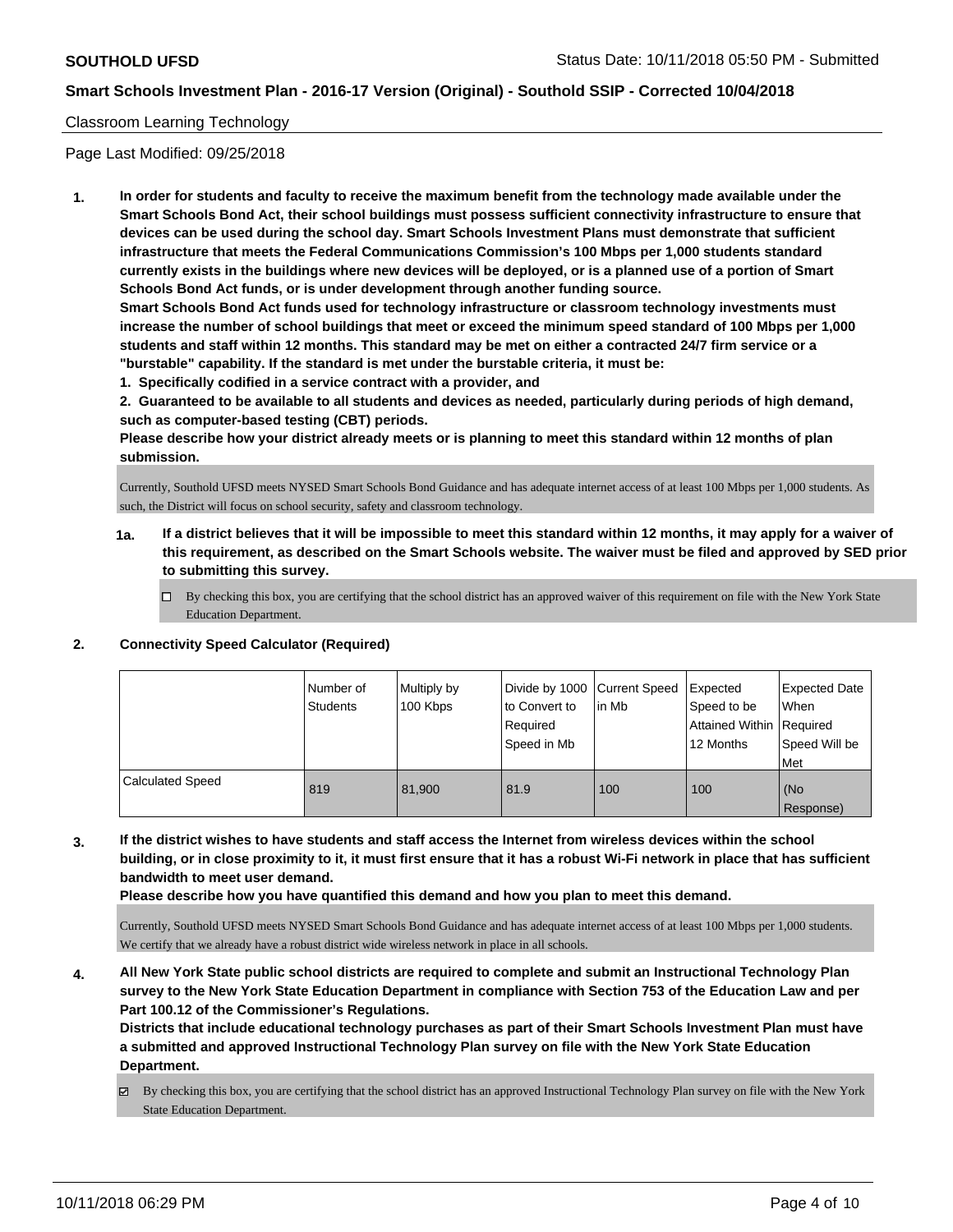Classroom Learning Technology

Page Last Modified: 09/25/2018

**1. In order for students and faculty to receive the maximum benefit from the technology made available under the Smart Schools Bond Act, their school buildings must possess sufficient connectivity infrastructure to ensure that devices can be used during the school day. Smart Schools Investment Plans must demonstrate that sufficient infrastructure that meets the Federal Communications Commission's 100 Mbps per 1,000 students standard currently exists in the buildings where new devices will be deployed, or is a planned use of a portion of Smart Schools Bond Act funds, or is under development through another funding source.**

**Smart Schools Bond Act funds used for technology infrastructure or classroom technology investments must increase the number of school buildings that meet or exceed the minimum speed standard of 100 Mbps per 1,000 students and staff within 12 months. This standard may be met on either a contracted 24/7 firm service or a "burstable" capability. If the standard is met under the burstable criteria, it must be:**

**1. Specifically codified in a service contract with a provider, and**

**2. Guaranteed to be available to all students and devices as needed, particularly during periods of high demand, such as computer-based testing (CBT) periods.**

**Please describe how your district already meets or is planning to meet this standard within 12 months of plan submission.**

Currently, Southold UFSD meets NYSED Smart Schools Bond Guidance and has adequate internet access of at least 100 Mbps per 1,000 students. As such, the District will focus on school security, safety and classroom technology.

**1a. If a district believes that it will be impossible to meet this standard within 12 months, it may apply for a waiver of this requirement, as described on the Smart Schools website. The waiver must be filed and approved by SED prior to submitting this survey.**

☐ By checking this box, you are certifying that the school district has an approved waiver of this requirement on file with the New York State Education Department.

**2. Connectivity Speed Calculator (Required)**

| | Number of Students | Multiply by 100 Kbps | Divide by 1000 to Convert to Required Speed in Mb | Current Speed in Mb | Expected Speed to be Attained Within 12 Months | Expected Date When Required Speed Will be Met |
|---|---|---|---|---|---|---|
| Calculated Speed | 819 | 81,900 | 81.9 | 100 | 100 | (No Response) |

**3. If the district wishes to have students and staff access the Internet from wireless devices within the school building, or in close proximity to it, it must first ensure that it has a robust Wi-Fi network in place that has sufficient bandwidth to meet user demand.**

**Please describe how you have quantified this demand and how you plan to meet this demand.**

Currently, Southold UFSD meets NYSED Smart Schools Bond Guidance and has adequate internet access of at least 100 Mbps per 1,000 students. We certify that we already have a robust district wide wireless network in place in all schools.

**4. All New York State public school districts are required to complete and submit an Instructional Technology Plan survey to the New York State Education Department in compliance with Section 753 of the Education Law and per Part 100.12 of the Commissioner's Regulations.**

**Districts that include educational technology purchases as part of their Smart Schools Investment Plan must have a submitted and approved Instructional Technology Plan survey on file with the New York State Education Department.**

☑ By checking this box, you are certifying that the school district has an approved Instructional Technology Plan survey on file with the New York State Education Department.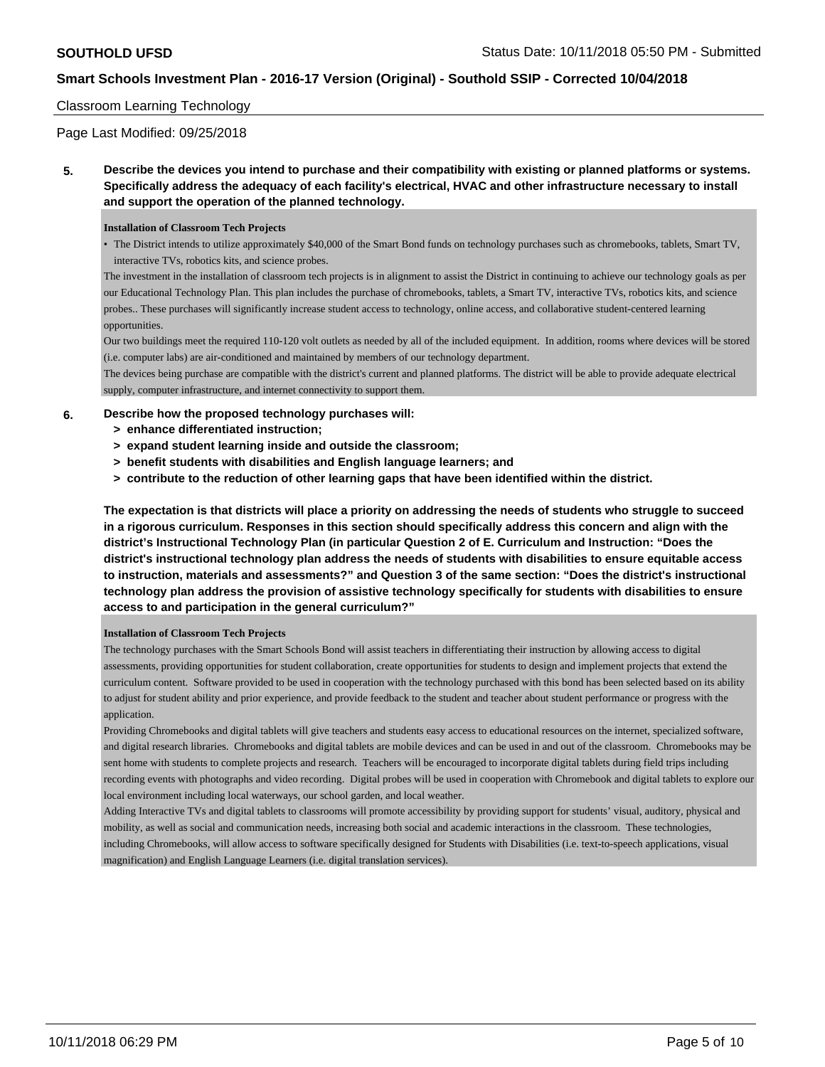Classroom Learning Technology

Page Last Modified: 09/25/2018

**5. Describe the devices you intend to purchase and their compatibility with existing or planned platforms or systems. Specifically address the adequacy of each facility's electrical, HVAC and other infrastructure necessary to install and support the operation of the planned technology.**

**Installation of Classroom Tech Projects**

- The District intends to utilize approximately $40,000 of the Smart Bond funds on technology purchases such as chromebooks, tablets, Smart TV, interactive TVs, robotics kits, and science probes.

The investment in the installation of classroom tech projects is in alignment to assist the District in continuing to achieve our technology goals as per our Educational Technology Plan. This plan includes the purchase of chromebooks, tablets, a Smart TV, interactive TVs, robotics kits, and science probes.. These purchases will significantly increase student access to technology, online access, and collaborative student-centered learning opportunities.

Our two buildings meet the required 110-120 volt outlets as needed by all of the included equipment. In addition, rooms where devices will be stored (i.e. computer labs) are air-conditioned and maintained by members of our technology department.

The devices being purchase are compatible with the district's current and planned platforms. The district will be able to provide adequate electrical supply, computer infrastructure, and internet connectivity to support them.

**6. Describe how the proposed technology purchases will:**
**> enhance differentiated instruction;**
**> expand student learning inside and outside the classroom;**
**> benefit students with disabilities and English language learners; and**
**> contribute to the reduction of other learning gaps that have been identified within the district.**

**The expectation is that districts will place a priority on addressing the needs of students who struggle to succeed in a rigorous curriculum. Responses in this section should specifically address this concern and align with the district's Instructional Technology Plan (in particular Question 2 of E. Curriculum and Instruction: "Does the district's instructional technology plan address the needs of students with disabilities to ensure equitable access to instruction, materials and assessments?" and Question 3 of the same section: "Does the district's instructional technology plan address the provision of assistive technology specifically for students with disabilities to ensure access to and participation in the general curriculum?"**

**Installation of Classroom Tech Projects**

The technology purchases with the Smart Schools Bond will assist teachers in differentiating their instruction by allowing access to digital assessments, providing opportunities for student collaboration, create opportunities for students to design and implement projects that extend the curriculum content. Software provided to be used in cooperation with the technology purchased with this bond has been selected based on its ability to adjust for student ability and prior experience, and provide feedback to the student and teacher about student performance or progress with the application.

Providing Chromebooks and digital tablets will give teachers and students easy access to educational resources on the internet, specialized software, and digital research libraries. Chromebooks and digital tablets are mobile devices and can be used in and out of the classroom. Chromebooks may be sent home with students to complete projects and research. Teachers will be encouraged to incorporate digital tablets during field trips including recording events with photographs and video recording. Digital probes will be used in cooperation with Chromebook and digital tablets to explore our local environment including local waterways, our school garden, and local weather.

Adding Interactive TVs and digital tablets to classrooms will promote accessibility by providing support for students' visual, auditory, physical and mobility, as well as social and communication needs, increasing both social and academic interactions in the classroom. These technologies, including Chromebooks, will allow access to software specifically designed for Students with Disabilities (i.e. text-to-speech applications, visual magnification) and English Language Learners (i.e. digital translation services).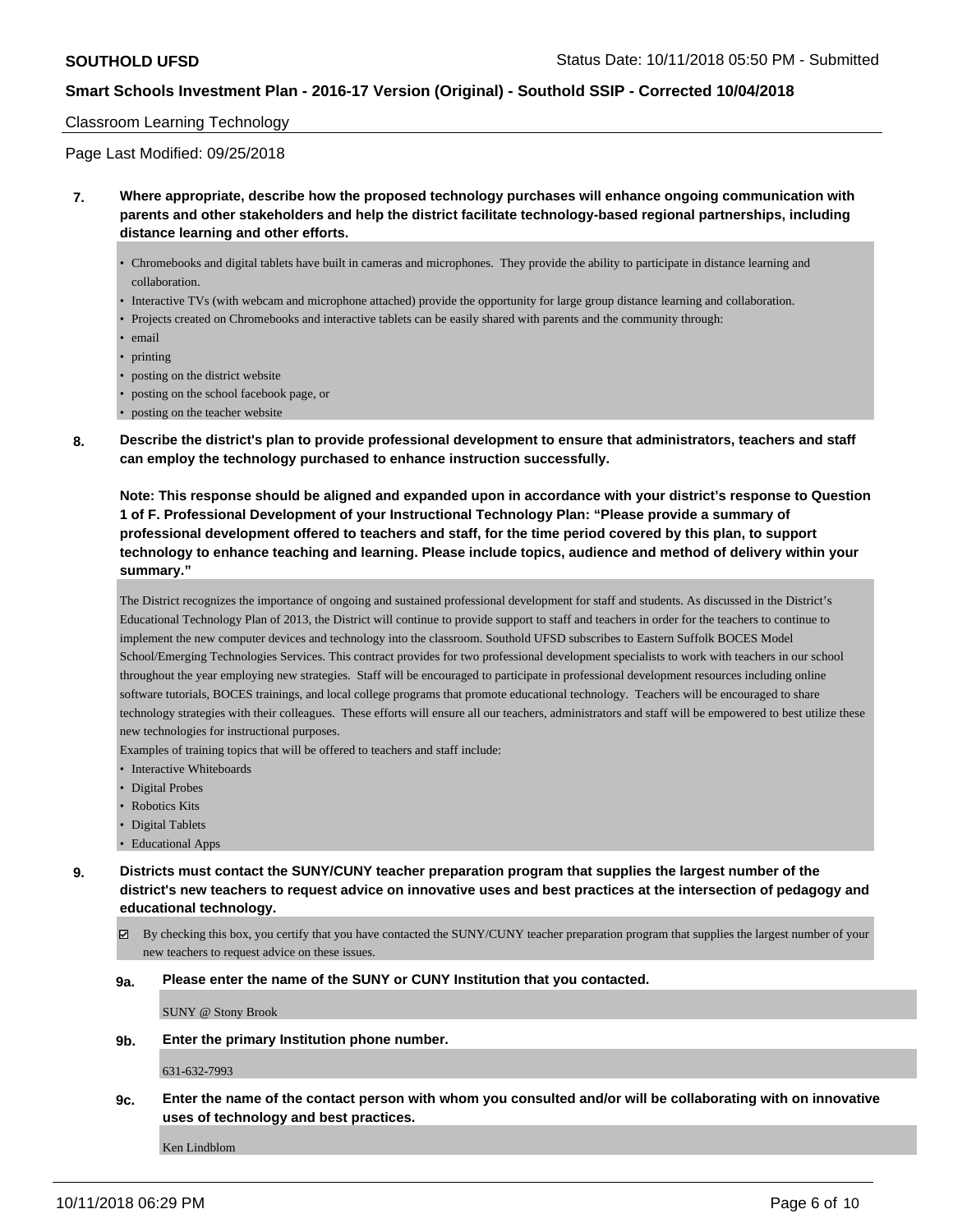Classroom Learning Technology

Page Last Modified: 09/25/2018

**7. Where appropriate, describe how the proposed technology purchases will enhance ongoing communication with parents and other stakeholders and help the district facilitate technology-based regional partnerships, including distance learning and other efforts.**

- Chromebooks and digital tablets have built in cameras and microphones. They provide the ability to participate in distance learning and collaboration.
- Interactive TVs (with webcam and microphone attached) provide the opportunity for large group distance learning and collaboration.
- Projects created on Chromebooks and interactive tablets can be easily shared with parents and the community through:
- email
- printing
- posting on the district website
- posting on the school facebook page, or
- posting on the teacher website

**8. Describe the district's plan to provide professional development to ensure that administrators, teachers and staff can employ the technology purchased to enhance instruction successfully.**

**Note: This response should be aligned and expanded upon in accordance with your district's response to Question 1 of F. Professional Development of your Instructional Technology Plan: "Please provide a summary of professional development offered to teachers and staff, for the time period covered by this plan, to support technology to enhance teaching and learning. Please include topics, audience and method of delivery within your summary."**

The District recognizes the importance of ongoing and sustained professional development for staff and students. As discussed in the District's Educational Technology Plan of 2013, the District will continue to provide support to staff and teachers in order for the teachers to continue to implement the new computer devices and technology into the classroom. Southold UFSD subscribes to Eastern Suffolk BOCES Model School/Emerging Technologies Services. This contract provides for two professional development specialists to work with teachers in our school throughout the year employing new strategies. Staff will be encouraged to participate in professional development resources including online software tutorials, BOCES trainings, and local college programs that promote educational technology. Teachers will be encouraged to share technology strategies with their colleagues. These efforts will ensure all our teachers, administrators and staff will be empowered to best utilize these new technologies for instructional purposes.

Examples of training topics that will be offered to teachers and staff include:

- Interactive Whiteboards
- Digital Probes
- Robotics Kits
- Digital Tablets
- Educational Apps

**9. Districts must contact the SUNY/CUNY teacher preparation program that supplies the largest number of the district's new teachers to request advice on innovative uses and best practices at the intersection of pedagogy and educational technology.**

☑ By checking this box, you certify that you have contacted the SUNY/CUNY teacher preparation program that supplies the largest number of your new teachers to request advice on these issues.

**9a. Please enter the name of the SUNY or CUNY Institution that you contacted.**

SUNY @ Stony Brook

**9b. Enter the primary Institution phone number.**

631-632-7993

**9c. Enter the name of the contact person with whom you consulted and/or will be collaborating with on innovative uses of technology and best practices.**

Ken Lindblom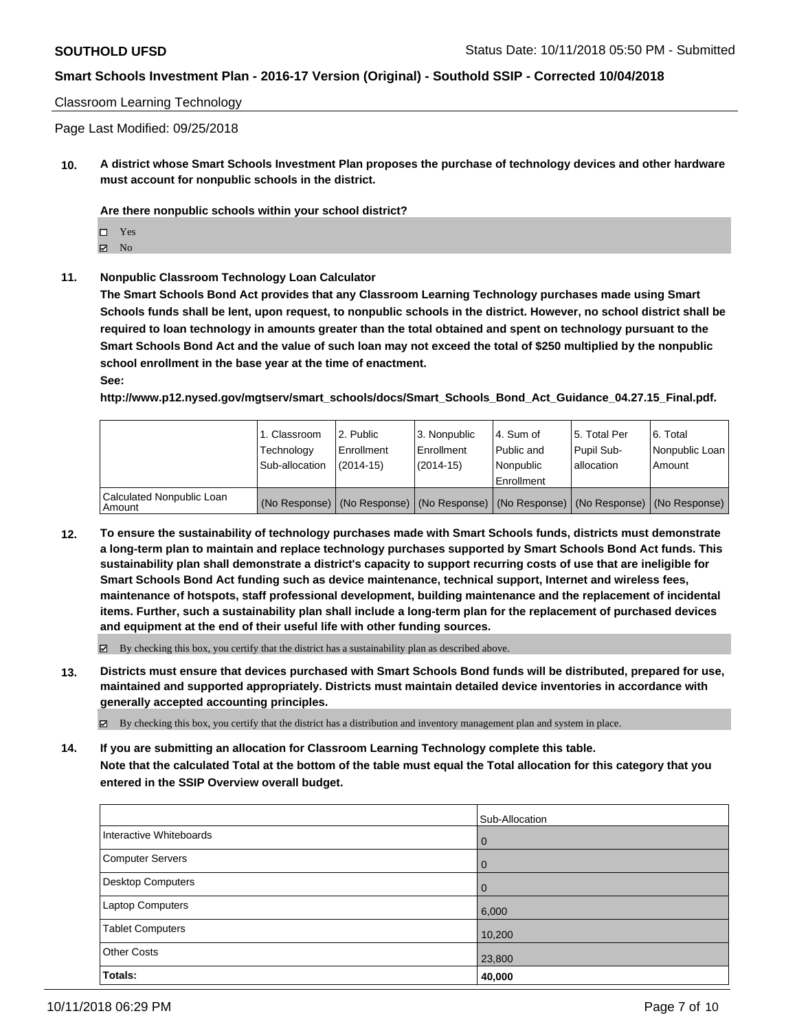Classroom Learning Technology

Page Last Modified: 09/25/2018

**10. A district whose Smart Schools Investment Plan proposes the purchase of technology devices and other hardware must account for nonpublic schools in the district.**

**Are there nonpublic schools within your school district?**

- ☐ Yes
- ☑ No

**11. Nonpublic Classroom Technology Loan Calculator**

**The Smart Schools Bond Act provides that any Classroom Learning Technology purchases made using Smart Schools funds shall be lent, upon request, to nonpublic schools in the district. However, no school district shall be required to loan technology in amounts greater than the total obtained and spent on technology pursuant to the Smart Schools Bond Act and the value of such loan may not exceed the total of $250 multiplied by the nonpublic school enrollment in the base year at the time of enactment.**

**See:**

**http://www.p12.nysed.gov/mgtserv/smart_schools/docs/Smart_Schools_Bond_Act_Guidance_04.27.15_Final.pdf.**

| | 1. Classroom Technology Sub-allocation | 2. Public Enrollment (2014-15) | 3. Nonpublic Enrollment (2014-15) | 4. Sum of Public and Nonpublic Enrollment | 5. Total Per Pupil Sub-allocation | 6. Total Nonpublic Loan Amount |
|---|---|---|---|---|---|---|
| Calculated Nonpublic Loan Amount | (No Response) | (No Response) | (No Response) | (No Response) | (No Response) | (No Response) |

**12. To ensure the sustainability of technology purchases made with Smart Schools funds, districts must demonstrate a long-term plan to maintain and replace technology purchases supported by Smart Schools Bond Act funds. This sustainability plan shall demonstrate a district's capacity to support recurring costs of use that are ineligible for Smart Schools Bond Act funding such as device maintenance, technical support, Internet and wireless fees, maintenance of hotspots, staff professional development, building maintenance and the replacement of incidental items. Further, such a sustainability plan shall include a long-term plan for the replacement of purchased devices and equipment at the end of their useful life with other funding sources.**

☑ By checking this box, you certify that the district has a sustainability plan as described above.

**13. Districts must ensure that devices purchased with Smart Schools Bond funds will be distributed, prepared for use, maintained and supported appropriately. Districts must maintain detailed device inventories in accordance with generally accepted accounting principles.**

☑ By checking this box, you certify that the district has a distribution and inventory management plan and system in place.

**14. If you are submitting an allocation for Classroom Learning Technology complete this table. Note that the calculated Total at the bottom of the table must equal the Total allocation for this category that you entered in the SSIP Overview overall budget.**

| | Sub-Allocation |
|---|---|
| Interactive Whiteboards | 0 |
| Computer Servers | 0 |
| Desktop Computers | 0 |
| Laptop Computers | 6,000 |
| Tablet Computers | 10,200 |
| Other Costs | 23,800 |
| **Totals:** | **40,000** |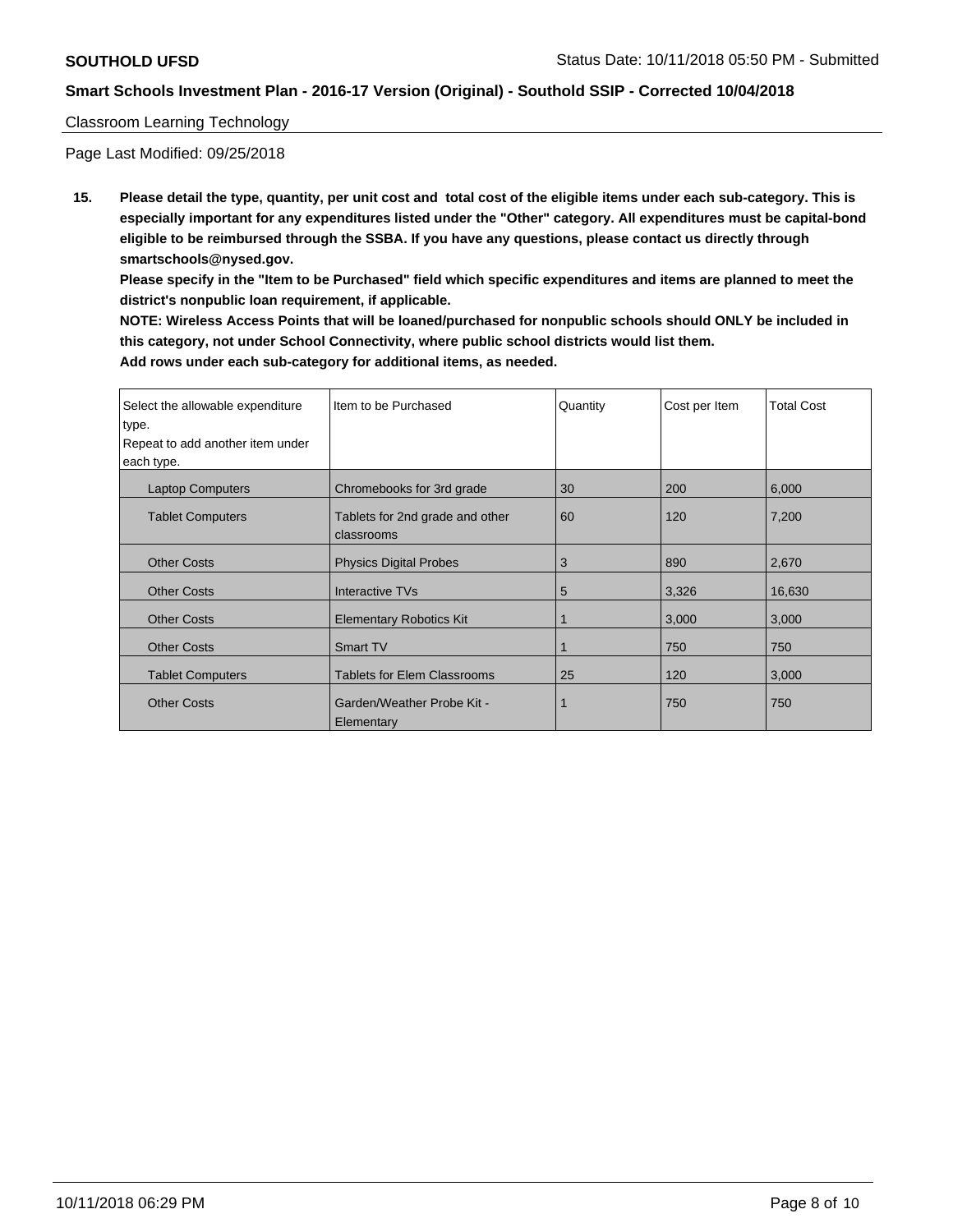Classroom Learning Technology

Page Last Modified: 09/25/2018

**15. Please detail the type, quantity, per unit cost and total cost of the eligible items under each sub-category. This is especially important for any expenditures listed under the "Other" category. All expenditures must be capital-bond eligible to be reimbursed through the SSBA. If you have any questions, please contact us directly through smartschools@nysed.gov.**

**Please specify in the "Item to be Purchased" field which specific expenditures and items are planned to meet the district's nonpublic loan requirement, if applicable.**

**NOTE: Wireless Access Points that will be loaned/purchased for nonpublic schools should ONLY be included in this category, not under School Connectivity, where public school districts would list them.**

**Add rows under each sub-category for additional items, as needed.**

| Select the allowable expenditure type. Repeat to add another item under each type. | Item to be Purchased | Quantity | Cost per Item | Total Cost |
|---|---|---|---|---|
| Laptop Computers | Chromebooks for 3rd grade | 30 | 200 | 6,000 |
| Tablet Computers | Tablets for 2nd grade and other classrooms | 60 | 120 | 7,200 |
| Other Costs | Physics Digital Probes | 3 | 890 | 2,670 |
| Other Costs | Interactive TVs | 5 | 3,326 | 16,630 |
| Other Costs | Elementary Robotics Kit | 1 | 3,000 | 3,000 |
| Other Costs | Smart TV | 1 | 750 | 750 |
| Tablet Computers | Tablets for Elem Classrooms | 25 | 120 | 3,000 |
| Other Costs | Garden/Weather Probe Kit - Elementary | 1 | 750 | 750 |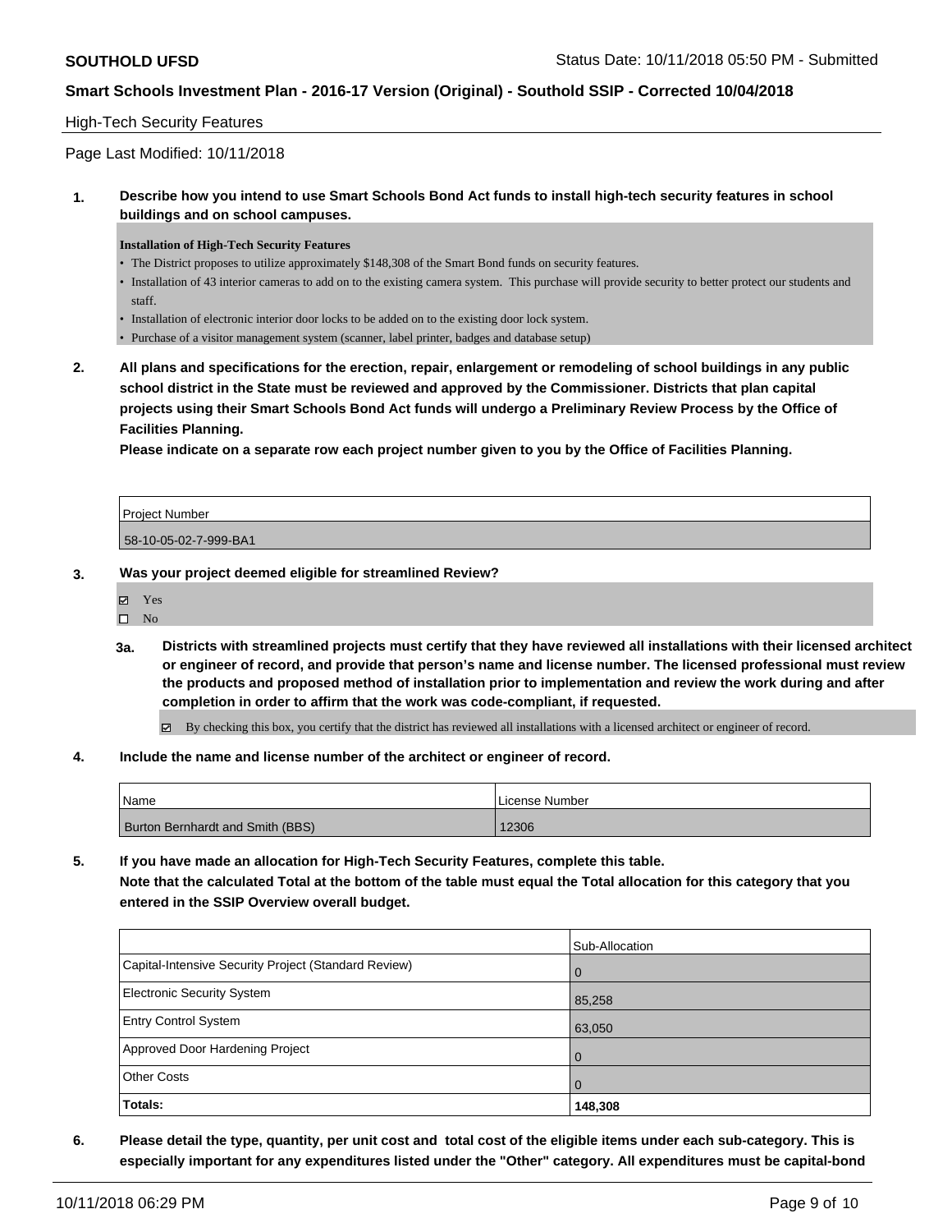## High-Tech Security Features

Page Last Modified: 10/11/2018

**1. Describe how you intend to use Smart Schools Bond Act funds to install high-tech security features in school buildings and on school campuses.**

**Installation of High-Tech Security Features**

- The District proposes to utilize approximately $148,308 of the Smart Bond funds on security features.
- Installation of 43 interior cameras to add on to the existing camera system. This purchase will provide security to better protect our students and staff.
- Installation of electronic interior door locks to be added on to the existing door lock system.
- Purchase of a visitor management system (scanner, label printer, badges and database setup)

**2. All plans and specifications for the erection, repair, enlargement or remodeling of school buildings in any public school district in the State must be reviewed and approved by the Commissioner. Districts that plan capital projects using their Smart Schools Bond Act funds will undergo a Preliminary Review Process by the Office of Facilities Planning.**

**Please indicate on a separate row each project number given to you by the Office of Facilities Planning.**

| Project Number |
| --- |
| 58-10-05-02-7-999-BA1 |

**3. Was your project deemed eligible for streamlined Review?**

☑ Yes
☐ No

**3a. Districts with streamlined projects must certify that they have reviewed all installations with their licensed architect or engineer of record, and provide that person's name and license number. The licensed professional must review the products and proposed method of installation prior to implementation and review the work during and after completion in order to affirm that the work was code-compliant, if requested.**

☑ By checking this box, you certify that the district has reviewed all installations with a licensed architect or engineer of record.

**4. Include the name and license number of the architect or engineer of record.**

| Name | License Number |
| --- | --- |
| Burton Bernhardt and Smith (BBS) | 12306 |

**5. If you have made an allocation for High-Tech Security Features, complete this table.**
**Note that the calculated Total at the bottom of the table must equal the Total allocation for this category that you entered in the SSIP Overview overall budget.**

| | Sub-Allocation |
| --- | --- |
| Capital-Intensive Security Project (Standard Review) | 0 |
| Electronic Security System | 85,258 |
| Entry Control System | 63,050 |
| Approved Door Hardening Project | 0 |
| Other Costs | 0 |
| **Totals:** | **148,308** |

**6. Please detail the type, quantity, per unit cost and total cost of the eligible items under each sub-category. This is especially important for any expenditures listed under the "Other" category. All expenditures must be capital-bond**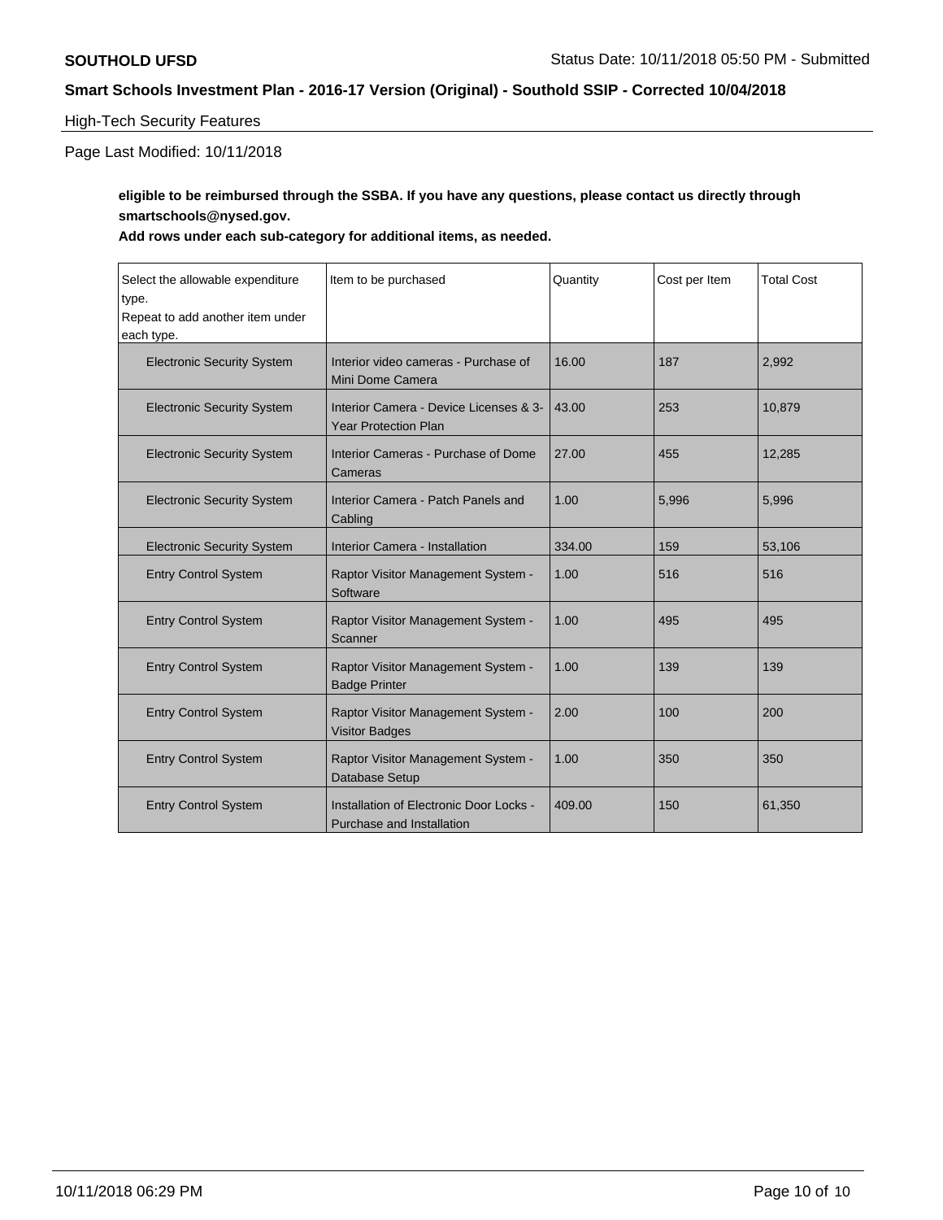High-Tech Security Features

Page Last Modified: 10/11/2018

**eligible to be reimbursed through the SSBA. If you have any questions, please contact us directly through smartschools@nysed.gov.**

**Add rows under each sub-category for additional items, as needed.**

| Select the allowable expenditure type. Repeat to add another item under each type. | Item to be purchased | Quantity | Cost per Item | Total Cost |
|---|---|---|---|---|
| Electronic Security System | Interior video cameras - Purchase of Mini Dome Camera | 16.00 | 187 | 2,992 |
| Electronic Security System | Interior Camera - Device Licenses & 3-Year Protection Plan | 43.00 | 253 | 10,879 |
| Electronic Security System | Interior Cameras - Purchase of Dome Cameras | 27.00 | 455 | 12,285 |
| Electronic Security System | Interior Camera - Patch Panels and Cabling | 1.00 | 5,996 | 5,996 |
| Electronic Security System | Interior Camera - Installation | 334.00 | 159 | 53,106 |
| Entry Control System | Raptor Visitor Management System - Software | 1.00 | 516 | 516 |
| Entry Control System | Raptor Visitor Management System - Scanner | 1.00 | 495 | 495 |
| Entry Control System | Raptor Visitor Management System - Badge Printer | 1.00 | 139 | 139 |
| Entry Control System | Raptor Visitor Management System - Visitor Badges | 2.00 | 100 | 200 |
| Entry Control System | Raptor Visitor Management System - Database Setup | 1.00 | 350 | 350 |
| Entry Control System | Installation of Electronic Door Locks - Purchase and Installation | 409.00 | 150 | 61,350 |